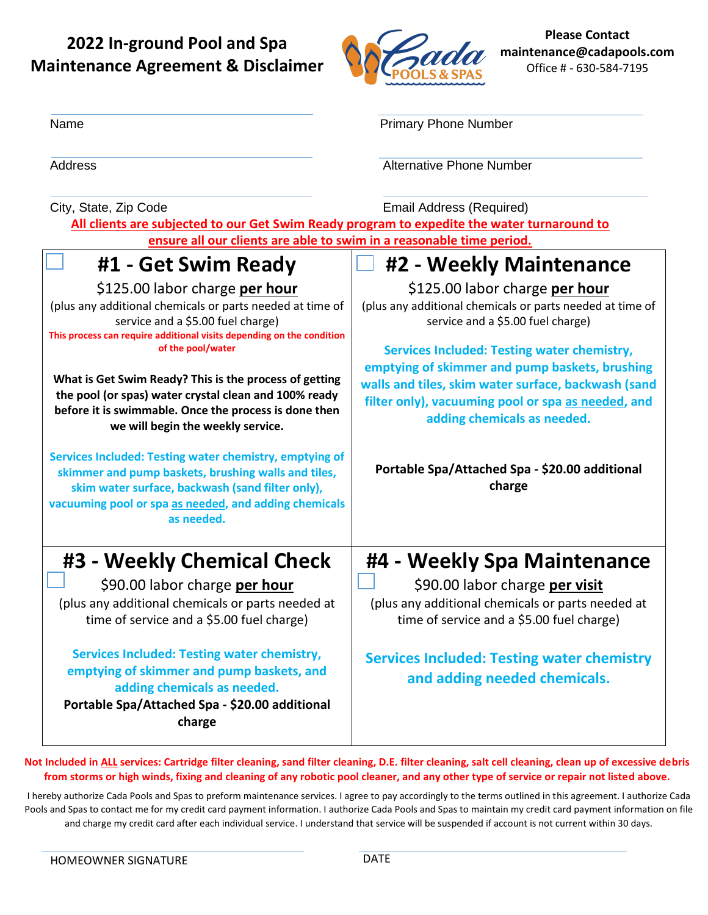# 2022 In-ground Pool and Spa Maintenance Agreement & Disclaimer

**Please Contact**
**maintenance@cadapools.com**
Office # - 630-584-7195

Name ____________________ Primary Phone Number ____________________

Address ____________________ Alternative Phone Number ____________________

City, State, Zip Code ____________________ Email Address (Required) ____________________

**All clients are subjected to our Get Swim Ready program to expedite the water turnaround to ensure all our clients are able to swim in a reasonable time period.**

## ☐ #1 - Get Swim Ready

$125.00 labor charge **per hour**

(plus any additional chemicals or parts needed at time of service and a $5.00 fuel charge)

**This process can require additional visits depending on the condition of the pool/water**

**What is Get Swim Ready? This is the process of getting the pool (or spas) water crystal clean and 100% ready before it is swimmable. Once the process is done then we will begin the weekly service.**

**Services Included: Testing water chemistry, emptying of skimmer and pump baskets, brushing walls and tiles, skim water surface, backwash (sand filter only), vacuuming pool or spa as needed, and adding chemicals as needed.**

## ☐ #2 - Weekly Maintenance

$125.00 labor charge **per hour**

(plus any additional chemicals or parts needed at time of service and a $5.00 fuel charge)

**Services Included: Testing water chemistry, emptying of skimmer and pump baskets, brushing walls and tiles, skim water surface, backwash (sand filter only), vacuuming pool or spa as needed, and adding chemicals as needed.**

**Portable Spa/Attached Spa - $20.00 additional charge**

## ☐ #3 - Weekly Chemical Check

$90.00 labor charge **per hour**

(plus any additional chemicals or parts needed at time of service and a $5.00 fuel charge)

**Services Included: Testing water chemistry, emptying of skimmer and pump baskets, and adding chemicals as needed.**

**Portable Spa/Attached Spa - $20.00 additional charge**

## ☐ #4 - Weekly Spa Maintenance

$90.00 labor charge **per visit**

(plus any additional chemicals or parts needed at time of service and a $5.00 fuel charge)

**Services Included: Testing water chemistry and adding needed chemicals.**

**Not Included in ALL services: Cartridge filter cleaning, sand filter cleaning, D.E. filter cleaning, salt cell cleaning, clean up of excessive debris from storms or high winds, fixing and cleaning of any robotic pool cleaner, and any other type of service or repair not listed above.**

I hereby authorize Cada Pools and Spas to preform maintenance services. I agree to pay accordingly to the terms outlined in this agreement. I authorize Cada Pools and Spas to contact me for my credit card payment information. I authorize Cada Pools and Spas to maintain my credit card payment information on file and charge my credit card after each individual service. I understand that service will be suspended if account is not current within 30 days.

HOMEOWNER SIGNATURE ____________________ DATE ____________________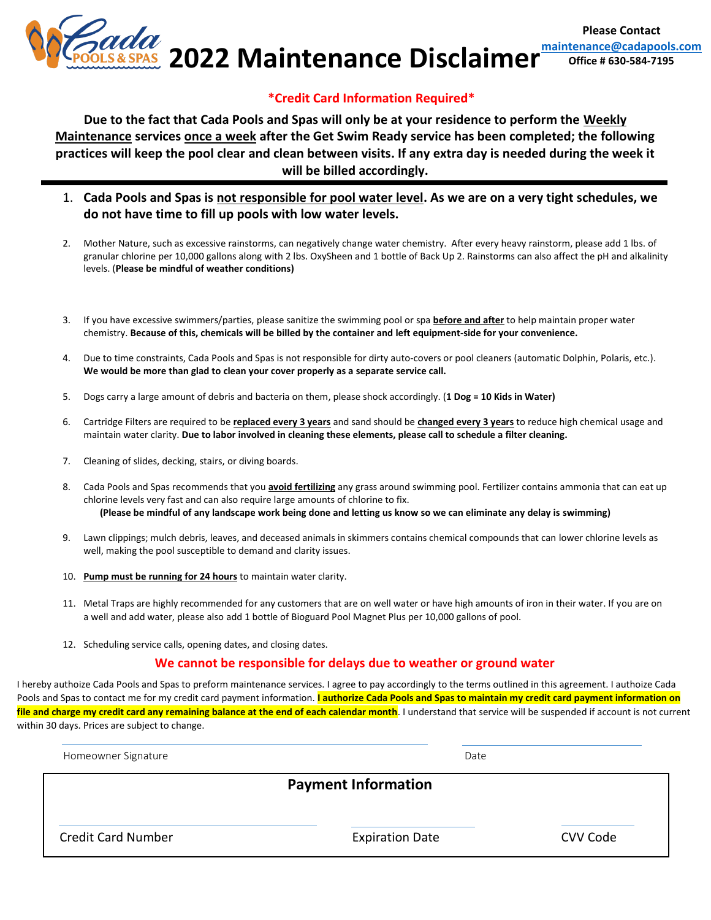# 2022 Maintenance Disclaimer

**Please Contact**
maintenance@cadapools.com
**Office # 630-584-7195**

**\*Credit Card Information Required\***

**Due to the fact that Cada Pools and Spas will only be at your residence to perform the Weekly Maintenance services once a week after the Get Swim Ready service has been completed; the following practices will keep the pool clear and clean between visits. If any extra day is needed during the week it will be billed accordingly.**

---

1. **Cada Pools and Spas is not responsible for pool water level. As we are on a very tight schedules, we do not have time to fill up pools with low water levels.**
2. Mother Nature, such as excessive rainstorms, can negatively change water chemistry. After every heavy rainstorm, please add 1 lbs. of granular chlorine per 10,000 gallons along with 2 lbs. OxySheen and 1 bottle of Back Up 2. Rainstorms can also affect the pH and alkalinity levels. (**Please be mindful of weather conditions)**
3. If you have excessive swimmers/parties, please sanitize the swimming pool or spa **before and after** to help maintain proper water chemistry. **Because of this, chemicals will be billed by the container and left equipment-side for your convenience.**
4. Due to time constraints, Cada Pools and Spas is not responsible for dirty auto-covers or pool cleaners (automatic Dolphin, Polaris, etc.). **We would be more than glad to clean your cover properly as a separate service call.**
5. Dogs carry a large amount of debris and bacteria on them, please shock accordingly. (**1 Dog = 10 Kids in Water)**
6. Cartridge Filters are required to be **replaced every 3 years** and sand should be **changed every 3 years** to reduce high chemical usage and maintain water clarity. **Due to labor involved in cleaning these elements, please call to schedule a filter cleaning.**
7. Cleaning of slides, decking, stairs, or diving boards.
8. Cada Pools and Spas recommends that you **avoid fertilizing** any grass around swimming pool. Fertilizer contains ammonia that can eat up chlorine levels very fast and can also require large amounts of chlorine to fix.
   **(Please be mindful of any landscape work being done and letting us know so we can eliminate any delay is swimming)**
9. Lawn clippings; mulch debris, leaves, and deceased animals in skimmers contains chemical compounds that can lower chlorine levels as well, making the pool susceptible to demand and clarity issues.
10. **Pump must be running for 24 hours** to maintain water clarity.
11. Metal Traps are highly recommended for any customers that are on well water or have high amounts of iron in their water. If you are on a well and add water, please also add 1 bottle of Bioguard Pool Magnet Plus per 10,000 gallons of pool.
12. Scheduling service calls, opening dates, and closing dates.

**We cannot be responsible for delays due to weather or ground water**

I hereby authoize Cada Pools and Spas to preform maintenance services. I agree to pay accordingly to the terms outlined in this agreement. I authoize Cada Pools and Spas to contact me for my credit card payment information. **I authorize Cada Pools and Spas to maintain my credit card payment information on file and charge my credit card any remaining balance at the end of each calendar month**. I understand that service will be suspended if account is not current within 30 days. Prices are subject to change.

Homeowner Signature ____________________ Date ____________

## Payment Information

Credit Card Number ____________________ Expiration Date ____________ CVV Code ________